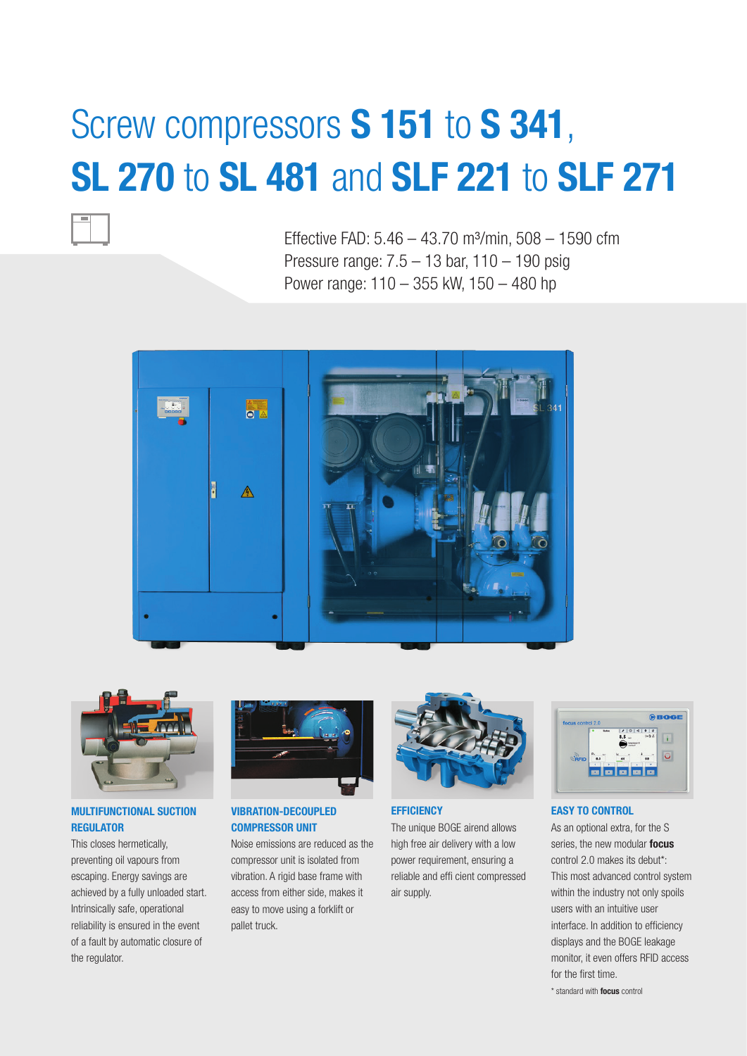# Screw compressors **S 151** to **S 341**, **SL 270** to **SL 481** and **SLF 221** to **SLF 271**

Effective FAD: 5.46 – 43.70 m³/min, 508 – 1590 cfm
Pressure range: 7.5 – 13 bar, 110 – 190 psig
Power range: 110 – 355 kW, 150 – 480 hp

### MULTIFUNCTIONAL SUCTION REGULATOR

This closes hermetically, preventing oil vapours from escaping. Energy savings are achieved by a fully unloaded start. Intrinsically safe, operational reliability is ensured in the event of a fault by automatic closure of the regulator.

### VIBRATION-DECOUPLED COMPRESSOR UNIT

Noise emissions are reduced as the compressor unit is isolated from vibration. A rigid base frame with access from either side, makes it easy to move using a forklift or pallet truck.

### EFFICIENCY

The unique BOGE airend allows high free air delivery with a low power requirement, ensuring a reliable and effi cient compressed air supply.

### EASY TO CONTROL

As an optional extra, for the S series, the new modular **focus** control 2.0 makes its debut*: This most advanced control system within the industry not only spoils users with an intuitive user interface. In addition to efficiency displays and the BOGE leakage monitor, it even offers RFID access for the first time.

* standard with **focus** control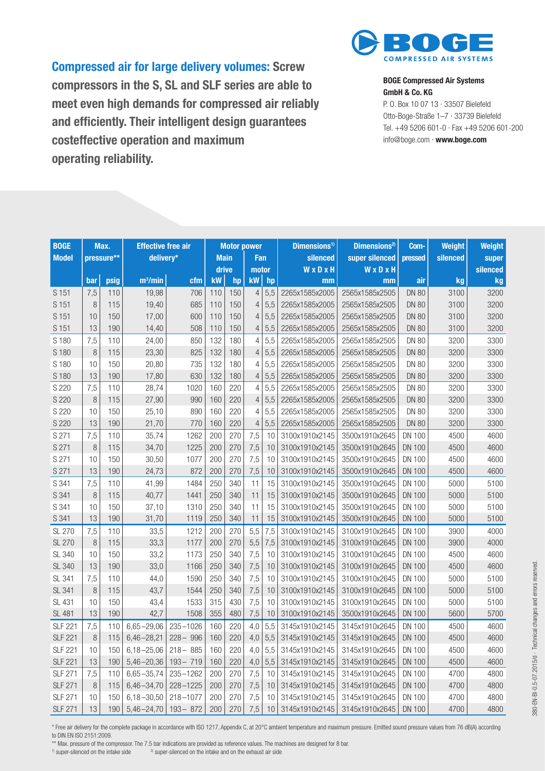**Compressed air for large delivery volumes: Screw compressors in the S, SL and SLF series are able to meet even high demands for compressed air reliably and efficiently. Their intelligent design guarantees costeffective operation and maximum operating reliability.**

**BOGE Compressed Air Systems GmbH & Co. KG**
P. O. Box 10 07 13 · 33507 Bielefeld
Otto-Boge-Straße 1–7 · 33739 Bielefeld
Tel. +49 5206 601-0 · Fax +49 5206 601-200
info@boge.com · **www.boge.com**

| BOGE Model | Max. pressure** | | Effective free air delivery* | | Motor power Main drive | | Fan motor | | Dimensions[1] silenced W x D x H | Dimensions[2] super silenced W x D x H | Compressed air | Weight silenced | Weight super silenced |
|---|---|---|---|---|---|---|---|---|---|---|---|---|---|
| | bar | psig | m³/min | cfm | kW | hp | kW | hp | mm | mm | | kg | kg |
| S 151 | 7,5 | 110 | 19,98 | 706 | 110 | 150 | 4 | 5,5 | 2265x1585x2005 | 2565x1585x2505 | DN 80 | 3100 | 3200 |
| S 151 | 8 | 115 | 19,40 | 685 | 110 | 150 | 4 | 5,5 | 2265x1585x2005 | 2565x1585x2505 | DN 80 | 3100 | 3200 |
| S 151 | 10 | 150 | 17,00 | 600 | 110 | 150 | 4 | 5,5 | 2265x1585x2005 | 2565x1585x2505 | DN 80 | 3100 | 3200 |
| S 151 | 13 | 190 | 14,40 | 508 | 110 | 150 | 4 | 5,5 | 2265x1585x2005 | 2565x1585x2505 | DN 80 | 3100 | 3200 |
| S 180 | 7,5 | 110 | 24,00 | 850 | 132 | 180 | 4 | 5,5 | 2265x1585x2005 | 2565x1585x2505 | DN 80 | 3200 | 3300 |
| S 180 | 8 | 115 | 23,30 | 825 | 132 | 180 | 4 | 5,5 | 2265x1585x2005 | 2565x1585x2505 | DN 80 | 3200 | 3300 |
| S 180 | 10 | 150 | 20,80 | 735 | 132 | 180 | 4 | 5,5 | 2265x1585x2005 | 2565x1585x2505 | DN 80 | 3200 | 3300 |
| S 180 | 13 | 190 | 17,80 | 630 | 132 | 180 | 4 | 5,5 | 2265x1585x2005 | 2565x1585x2505 | DN 80 | 3200 | 3300 |
| S 220 | 7,5 | 110 | 28,74 | 1020 | 160 | 220 | 4 | 5,5 | 2265x1585x2005 | 2565x1585x2505 | DN 80 | 3200 | 3300 |
| S 220 | 8 | 115 | 27,90 | 990 | 160 | 220 | 4 | 5,5 | 2265x1585x2005 | 2565x1585x2505 | DN 80 | 3200 | 3300 |
| S 220 | 10 | 150 | 25,10 | 890 | 160 | 220 | 4 | 5,5 | 2265x1585x2005 | 2565x1585x2505 | DN 80 | 3200 | 3300 |
| S 220 | 13 | 190 | 21,70 | 770 | 160 | 220 | 4 | 5,5 | 2265x1585x2005 | 2565x1585x2505 | DN 80 | 3200 | 3300 |
| S 271 | 7,5 | 110 | 35,74 | 1262 | 200 | 270 | 7,5 | 10 | 3100x1910x2145 | 3500x1910x2645 | DN 100 | 4500 | 4600 |
| S 271 | 8 | 115 | 34,70 | 1225 | 200 | 270 | 7,5 | 10 | 3100x1910x2145 | 3500x1910x2645 | DN 100 | 4500 | 4600 |
| S 271 | 10 | 150 | 30,50 | 1077 | 200 | 270 | 7,5 | 10 | 3100x1910x2145 | 3500x1910x2645 | DN 100 | 4500 | 4600 |
| S 271 | 13 | 190 | 24,73 | 872 | 200 | 270 | 7,5 | 10 | 3100x1910x2145 | 3500x1910x2645 | DN 100 | 4500 | 4600 |
| S 341 | 7,5 | 110 | 41,99 | 1484 | 250 | 340 | 11 | 15 | 3100x1910x2145 | 3500x1910x2645 | DN 100 | 5000 | 5100 |
| S 341 | 8 | 115 | 40,77 | 1441 | 250 | 340 | 11 | 15 | 3100x1910x2145 | 3500x1910x2645 | DN 100 | 5000 | 5100 |
| S 341 | 10 | 150 | 37,10 | 1310 | 250 | 340 | 11 | 15 | 3100x1910x2145 | 3500x1910x2645 | DN 100 | 5000 | 5100 |
| S 341 | 13 | 190 | 31,70 | 1119 | 250 | 340 | 11 | 15 | 3100x1910x2145 | 3500x1910x2645 | DN 100 | 5000 | 5100 |
| SL 270 | 7,5 | 110 | 33,5 | 1212 | 200 | 270 | 5,5 | 7,5 | 3100x1910x2145 | 3100x1910x2645 | DN 100 | 3900 | 4000 |
| SL 270 | 8 | 115 | 33,3 | 1177 | 200 | 270 | 5,5 | 7,5 | 3100x1910x2145 | 3100x1910x2645 | DN 100 | 3900 | 4000 |
| SL 340 | 10 | 150 | 33,2 | 1173 | 250 | 340 | 7,5 | 10 | 3100x1910x2145 | 3100x1910x2645 | DN 100 | 4500 | 4600 |
| SL 340 | 13 | 190 | 33,0 | 1166 | 250 | 340 | 7,5 | 10 | 3100x1910x2145 | 3100x1910x2645 | DN 100 | 4500 | 4600 |
| SL 341 | 7,5 | 110 | 44,0 | 1590 | 250 | 340 | 7,5 | 10 | 3100x1910x2145 | 3100x1910x2645 | DN 100 | 5000 | 5100 |
| SL 341 | 8 | 115 | 43,7 | 1544 | 250 | 340 | 7,5 | 10 | 3100x1910x2145 | 3100x1910x2645 | DN 100 | 5000 | 5100 |
| SL 431 | 10 | 150 | 43,4 | 1533 | 315 | 430 | 7,5 | 10 | 3100x1910x2145 | 3100x1910x2645 | DN 100 | 5000 | 5100 |
| SL 481 | 13 | 190 | 42,7 | 1508 | 355 | 480 | 7,5 | 10 | 3100x1910x2145 | 3500x1910x2645 | DN 100 | 5600 | 5700 |
| SLF 221 | 7,5 | 110 | 6,65–29,06 | 235–1026 | 160 | 220 | 4,0 | 5,5 | 3145x1910x2145 | 3145x1910x2645 | DN 100 | 4500 | 4600 |
| SLF 221 | 8 | 115 | 6,46–28,21 | 228–996 | 160 | 220 | 4,0 | 5,5 | 3145x1910x2145 | 3145x1910x2645 | DN 100 | 4500 | 4600 |
| SLF 221 | 10 | 150 | 6,18–25,06 | 218–885 | 160 | 220 | 4,0 | 5,5 | 3145x1910x2145 | 3145x1910x2645 | DN 100 | 4500 | 4600 |
| SLF 221 | 13 | 190 | 5,46–20,36 | 193–719 | 160 | 220 | 4,0 | 5,5 | 3145x1910x2145 | 3145x1910x2645 | DN 100 | 4500 | 4600 |
| SLF 271 | 7,5 | 110 | 6,65–35,74 | 235–1262 | 200 | 270 | 7,5 | 10 | 3145x1910x2145 | 3145x1910x2645 | DN 100 | 4700 | 4800 |
| SLF 271 | 8 | 115 | 6,46–34,70 | 228–1225 | 200 | 270 | 7,5 | 10 | 3145x1910x2145 | 3145x1910x2645 | DN 100 | 4700 | 4800 |
| SLF 271 | 10 | 150 | 6,18–30,50 | 218–1077 | 200 | 270 | 7,5 | 10 | 3145x1910x2145 | 3145x1910x2645 | DN 100 | 4700 | 4800 |
| SLF 271 | 13 | 190 | 5,46–24,70 | 193–872 | 200 | 270 | 7,5 | 10 | 3145x1910x2145 | 3145x1910x2645 | DN 100 | 4700 | 4800 |

\* Free air delivery for the complete package in accordance with ISO 1217, Appendix C, at 20°C ambient temperature and maximum pressure. Emitted sound pressure values from 76 dB(A) according to DIN EN ISO 2151:2009.

\*\* Max. pressure of the compressor. The 7.5 bar indications are provided as reference values. The machines are designed for 8 bar.

[1] super-silenced on the intake side [2] super-silenced on the intake and on the exhaust air side

380-EN-BI-0.5-07.2015/d · Technical changes and errors reserved.